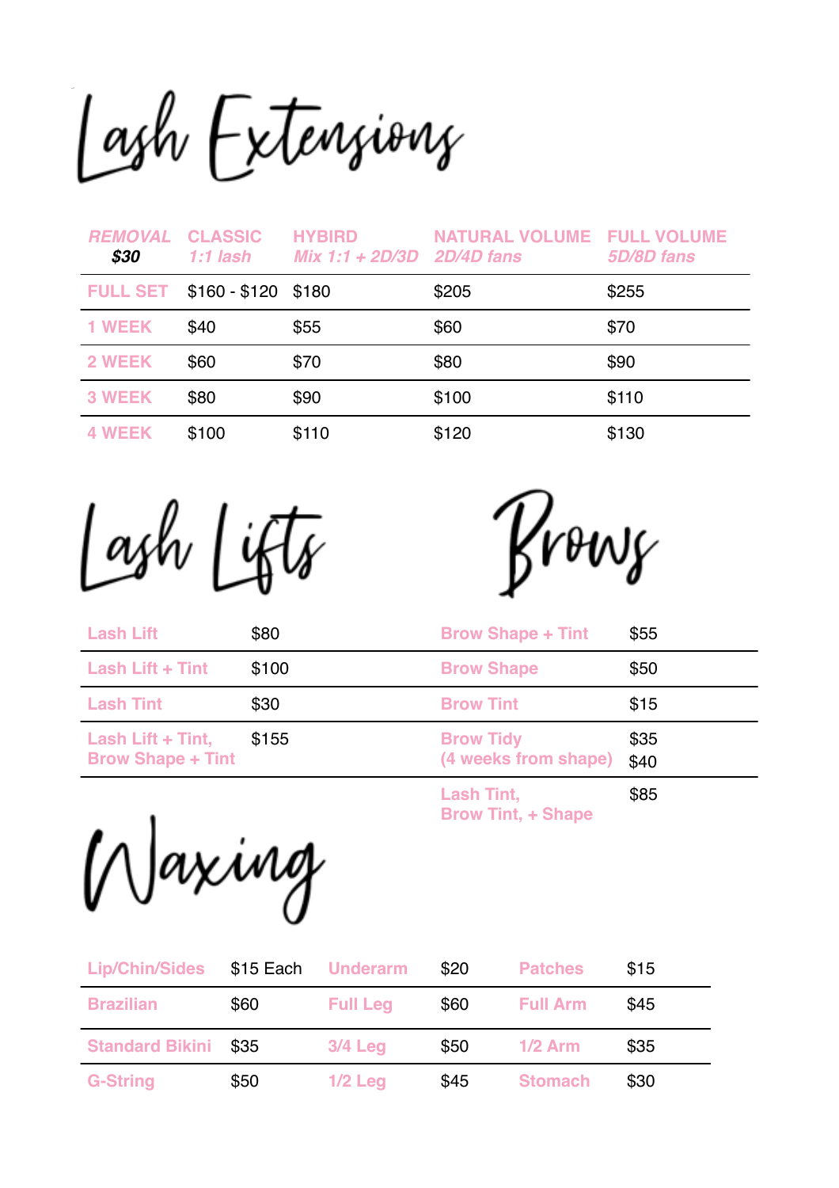# Lash Extensions

| *REMOVAL* ***$30*** | CLASSIC *1:1 lash* | HYBIRD *Mix 1:1 + 2D/3D* | NATURAL VOLUME *2D/4D fans* | FULL VOLUME *5D/8D fans* |
|---|---|---|---|---|
| FULL SET | $160 - $120 | $180 | $205 | $255 |
| 1 WEEK | $40 | $55 | $60 | $70 |
| 2 WEEK | $60 | $70 | $80 | $90 |
| 3 WEEK | $80 | $90 | $100 | $110 |
| 4 WEEK | $100 | $110 | $120 | $130 |

# Lash Lifts

| Service | Price |
|---|---|
| Lash Lift | $80 |
| Lash Lift + Tint | $100 |
| Lash Tint | $30 |
| Lash Lift + Tint, Brow Shape + Tint | $155 |

# Brows

| Service | Price |
|---|---|
| Brow Shape + Tint | $55 |
| Brow Shape | $50 |
| Brow Tint | $15 |
| Brow Tidy (4 weeks from shape) | $35 $40 |
| Lash Tint, Brow Tint, + Shape | $85 |

# Waxing

| Service | Price | Service | Price | Service | Price |
|---|---|---|---|---|---|
| Lip/Chin/Sides | $15 Each | Underarm | $20 | Patches | $15 |
| Brazilian | $60 | Full Leg | $60 | Full Arm | $45 |
| Standard Bikini | $35 | 3/4 Leg | $50 | 1/2 Arm | $35 |
| G-String | $50 | 1/2 Leg | $45 | Stomach | $30 |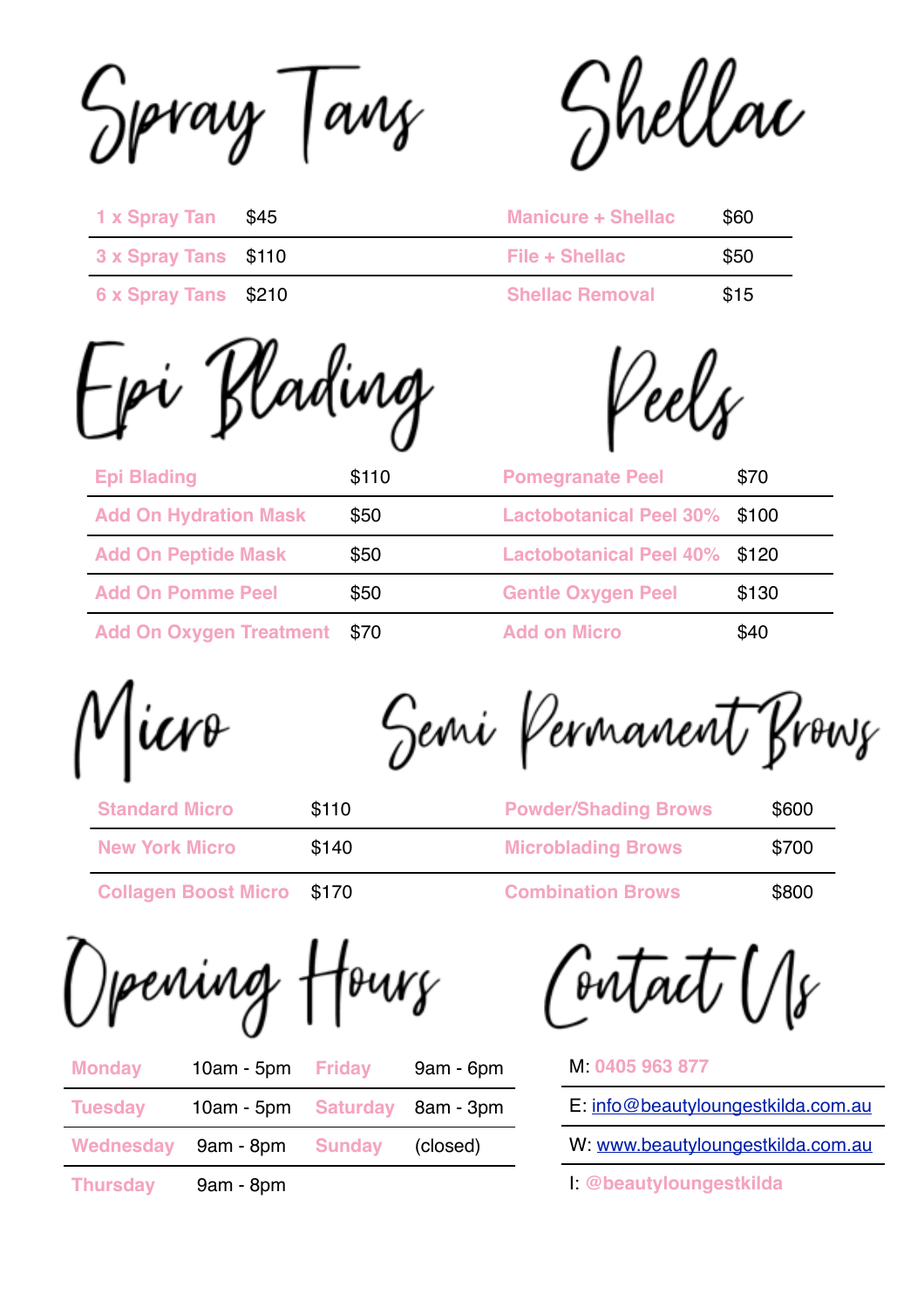## Spray Tans

| | |
|---|---|
| 1 x Spray Tan | $45 |
| 3 x Spray Tans | $110 |
| 6 x Spray Tans | $210 |

## Shellac

| | |
|---|---|
| Manicure + Shellac | $60 |
| File + Shellac | $50 |
| Shellac Removal | $15 |

## Epi Blading

| | |
|---|---|
| Epi Blading | $110 |
| Add On Hydration Mask | $50 |
| Add On Peptide Mask | $50 |
| Add On Pomme Peel | $50 |
| Add On Oxygen Treatment | $70 |

## Peels

| | |
|---|---|
| Pomegranate Peel | $70 |
| Lactobotanical Peel 30% | $100 |
| Lactobotanical Peel 40% | $120 |
| Gentle Oxygen Peel | $130 |
| Add on Micro | $40 |

## Micro

| | |
|---|---|
| Standard Micro | $110 |
| New York Micro | $140 |
| Collagen Boost Micro | $170 |

## Semi Permanent Brows

| | |
|---|---|
| Powder/Shading Brows | $600 |
| Microblading Brows | $700 |
| Combination Brows | $800 |

## Opening Hours

| | | | |
|---|---|---|---|
| Monday | 10am - 5pm | Friday | 9am - 6pm |
| Tuesday | 10am - 5pm | Saturday | 8am - 3pm |
| Wednesday | 9am - 8pm | Sunday | (closed) |
| Thursday | 9am - 8pm | | |

## Contact Us

M: 0405 963 877

E: info@beautyloungestkilda.com.au

W: www.beautyloungestkilda.com.au

I: @beautyloungestkilda